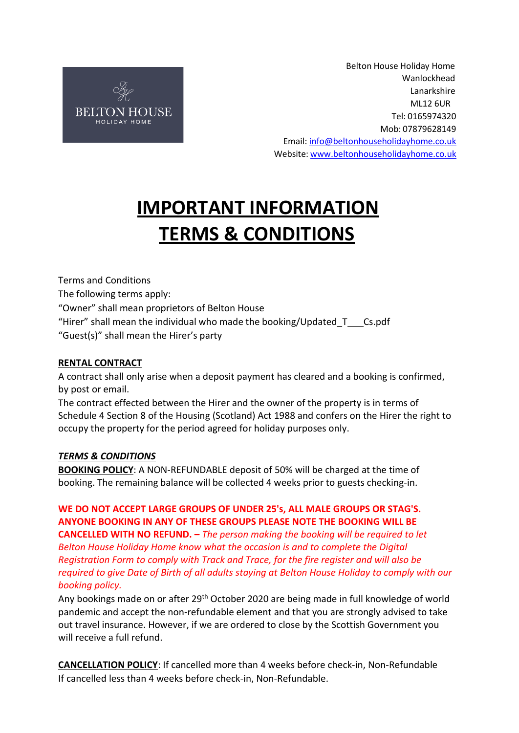BELTON HOUSE
HOLIDAY HOME

Belton House Holiday Home
Wanlockhead
Lanarkshire
ML12 6UR
Tel: 0165974320
Mob: 07879628149
Email: info@beltonhouseholidayhome.co.uk
Website: www.beltonhouseholidayhome.co.uk

# IMPORTANT INFORMATION TERMS & CONDITIONS

Terms and Conditions

The following terms apply:

"Owner" shall mean proprietors of Belton House

"Hirer" shall mean the individual who made the booking/Updated_T___Cs.pdf

"Guest(s)" shall mean the Hirer's party

**RENTAL CONTRACT**

A contract shall only arise when a deposit payment has cleared and a booking is confirmed, by post or email.

The contract effected between the Hirer and the owner of the property is in terms of Schedule 4 Section 8 of the Housing (Scotland) Act 1988 and confers on the Hirer the right to occupy the property for the period agreed for holiday purposes only.

***TERMS & CONDITIONS***

**BOOKING POLICY**: A NON-REFUNDABLE deposit of 50% will be charged at the time of booking. The remaining balance will be collected 4 weeks prior to guests checking-in.

**WE DO NOT ACCEPT LARGE GROUPS OF UNDER 25's, ALL MALE GROUPS OR STAG'S. ANYONE BOOKING IN ANY OF THESE GROUPS PLEASE NOTE THE BOOKING WILL BE CANCELLED WITH NO REFUND. –** *The person making the booking will be required to let Belton House Holiday Home know what the occasion is and to complete the Digital Registration Form to comply with Track and Trace, for the fire register and will also be required to give Date of Birth of all adults staying at Belton House Holiday to comply with our booking policy.*

Any bookings made on or after 29th October 2020 are being made in full knowledge of world pandemic and accept the non-refundable element and that you are strongly advised to take out travel insurance. However, if we are ordered to close by the Scottish Government you will receive a full refund.

**CANCELLATION POLICY**: If cancelled more than 4 weeks before check-in, Non-Refundable
If cancelled less than 4 weeks before check-in, Non-Refundable.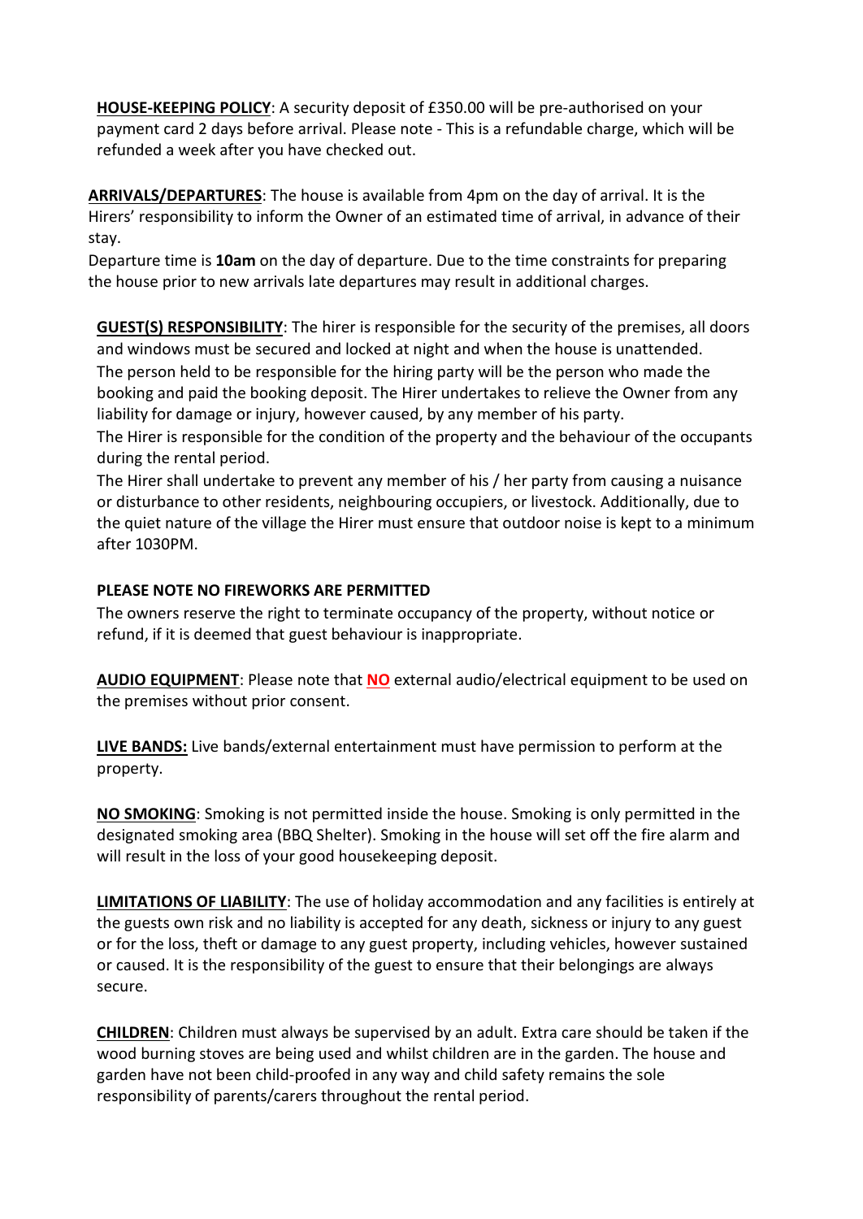**<u>HOUSE-KEEPING POLICY</u>**: A security deposit of £350.00 will be pre-authorised on your payment card 2 days before arrival. Please note - This is a refundable charge, which will be refunded a week after you have checked out.

**<u>ARRIVALS/DEPARTURES</u>**: The house is available from 4pm on the day of arrival. It is the Hirers' responsibility to inform the Owner of an estimated time of arrival, in advance of their stay.

Departure time is **10am** on the day of departure. Due to the time constraints for preparing the house prior to new arrivals late departures may result in additional charges.

**<u>GUEST(S) RESPONSIBILITY</u>**: The hirer is responsible for the security of the premises, all doors and windows must be secured and locked at night and when the house is unattended.

The person held to be responsible for the hiring party will be the person who made the booking and paid the booking deposit. The Hirer undertakes to relieve the Owner from any liability for damage or injury, however caused, by any member of his party.

The Hirer is responsible for the condition of the property and the behaviour of the occupants during the rental period.

The Hirer shall undertake to prevent any member of his / her party from causing a nuisance or disturbance to other residents, neighbouring occupiers, or livestock. Additionally, due to the quiet nature of the village the Hirer must ensure that outdoor noise is kept to a minimum after 1030PM.

**PLEASE NOTE NO FIREWORKS ARE PERMITTED**

The owners reserve the right to terminate occupancy of the property, without notice or refund, if it is deemed that guest behaviour is inappropriate.

**<u>AUDIO EQUIPMENT</u>**: Please note that **<u>NO</u>** external audio/electrical equipment to be used on the premises without prior consent.

**<u>LIVE BANDS:</u>** Live bands/external entertainment must have permission to perform at the property.

**<u>NO SMOKING</u>**: Smoking is not permitted inside the house. Smoking is only permitted in the designated smoking area (BBQ Shelter). Smoking in the house will set off the fire alarm and will result in the loss of your good housekeeping deposit.

**<u>LIMITATIONS OF LIABILITY</u>**: The use of holiday accommodation and any facilities is entirely at the guests own risk and no liability is accepted for any death, sickness or injury to any guest or for the loss, theft or damage to any guest property, including vehicles, however sustained or caused. It is the responsibility of the guest to ensure that their belongings are always secure.

**<u>CHILDREN</u>**: Children must always be supervised by an adult. Extra care should be taken if the wood burning stoves are being used and whilst children are in the garden. The house and garden have not been child-proofed in any way and child safety remains the sole responsibility of parents/carers throughout the rental period.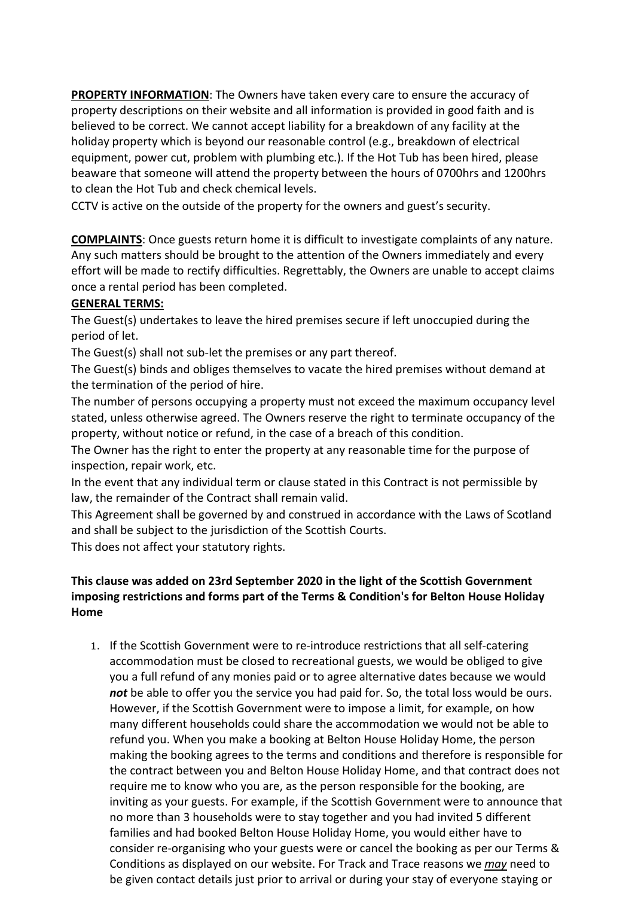**PROPERTY INFORMATION**: The Owners have taken every care to ensure the accuracy of property descriptions on their website and all information is provided in good faith and is believed to be correct. We cannot accept liability for a breakdown of any facility at the holiday property which is beyond our reasonable control (e.g., breakdown of electrical equipment, power cut, problem with plumbing etc.). If the Hot Tub has been hired, please beaware that someone will attend the property between the hours of 0700hrs and 1200hrs to clean the Hot Tub and check chemical levels.

CCTV is active on the outside of the property for the owners and guest's security.

**COMPLAINTS**: Once guests return home it is difficult to investigate complaints of any nature. Any such matters should be brought to the attention of the Owners immediately and every effort will be made to rectify difficulties. Regrettably, the Owners are unable to accept claims once a rental period has been completed.

**GENERAL TERMS:**

The Guest(s) undertakes to leave the hired premises secure if left unoccupied during the period of let.

The Guest(s) shall not sub-let the premises or any part thereof.

The Guest(s) binds and obliges themselves to vacate the hired premises without demand at the termination of the period of hire.

The number of persons occupying a property must not exceed the maximum occupancy level stated, unless otherwise agreed. The Owners reserve the right to terminate occupancy of the property, without notice or refund, in the case of a breach of this condition.

The Owner has the right to enter the property at any reasonable time for the purpose of inspection, repair work, etc.

In the event that any individual term or clause stated in this Contract is not permissible by law, the remainder of the Contract shall remain valid.

This Agreement shall be governed by and construed in accordance with the Laws of Scotland and shall be subject to the jurisdiction of the Scottish Courts.

This does not affect your statutory rights.

**This clause was added on 23rd September 2020 in the light of the Scottish Government imposing restrictions and forms part of the Terms & Condition's for Belton House Holiday Home**

1. If the Scottish Government were to re-introduce restrictions that all self-catering accommodation must be closed to recreational guests, we would be obliged to give you a full refund of any monies paid or to agree alternative dates because we would ***not*** be able to offer you the service you had paid for. So, the total loss would be ours. However, if the Scottish Government were to impose a limit, for example, on how many different households could share the accommodation we would not be able to refund you. When you make a booking at Belton House Holiday Home, the person making the booking agrees to the terms and conditions and therefore is responsible for the contract between you and Belton House Holiday Home, and that contract does not require me to know who you are, as the person responsible for the booking, are inviting as your guests. For example, if the Scottish Government were to announce that no more than 3 households were to stay together and you had invited 5 different families and had booked Belton House Holiday Home, you would either have to consider re-organising who your guests were or cancel the booking as per our Terms & Conditions as displayed on our website. For Track and Trace reasons we *may* need to be given contact details just prior to arrival or during your stay of everyone staying or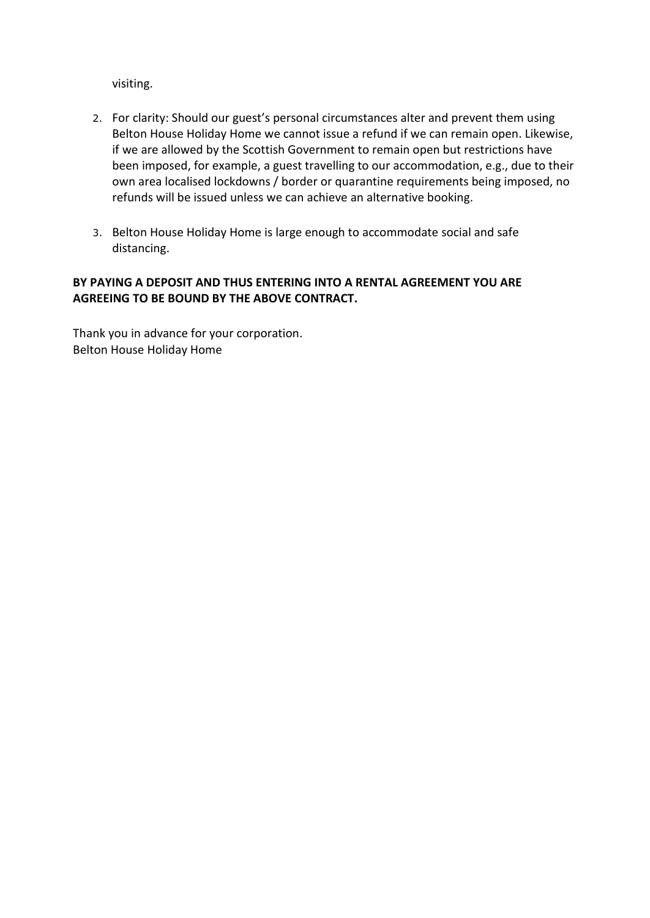visiting.

2. For clarity: Should our guest's personal circumstances alter and prevent them using Belton House Holiday Home we cannot issue a refund if we can remain open. Likewise, if we are allowed by the Scottish Government to remain open but restrictions have been imposed, for example, a guest travelling to our accommodation, e.g., due to their own area localised lockdowns / border or quarantine requirements being imposed, no refunds will be issued unless we can achieve an alternative booking.

3. Belton House Holiday Home is large enough to accommodate social and safe distancing.

**BY PAYING A DEPOSIT AND THUS ENTERING INTO A RENTAL AGREEMENT YOU ARE AGREEING TO BE BOUND BY THE ABOVE CONTRACT.**

Thank you in advance for your corporation.
Belton House Holiday Home